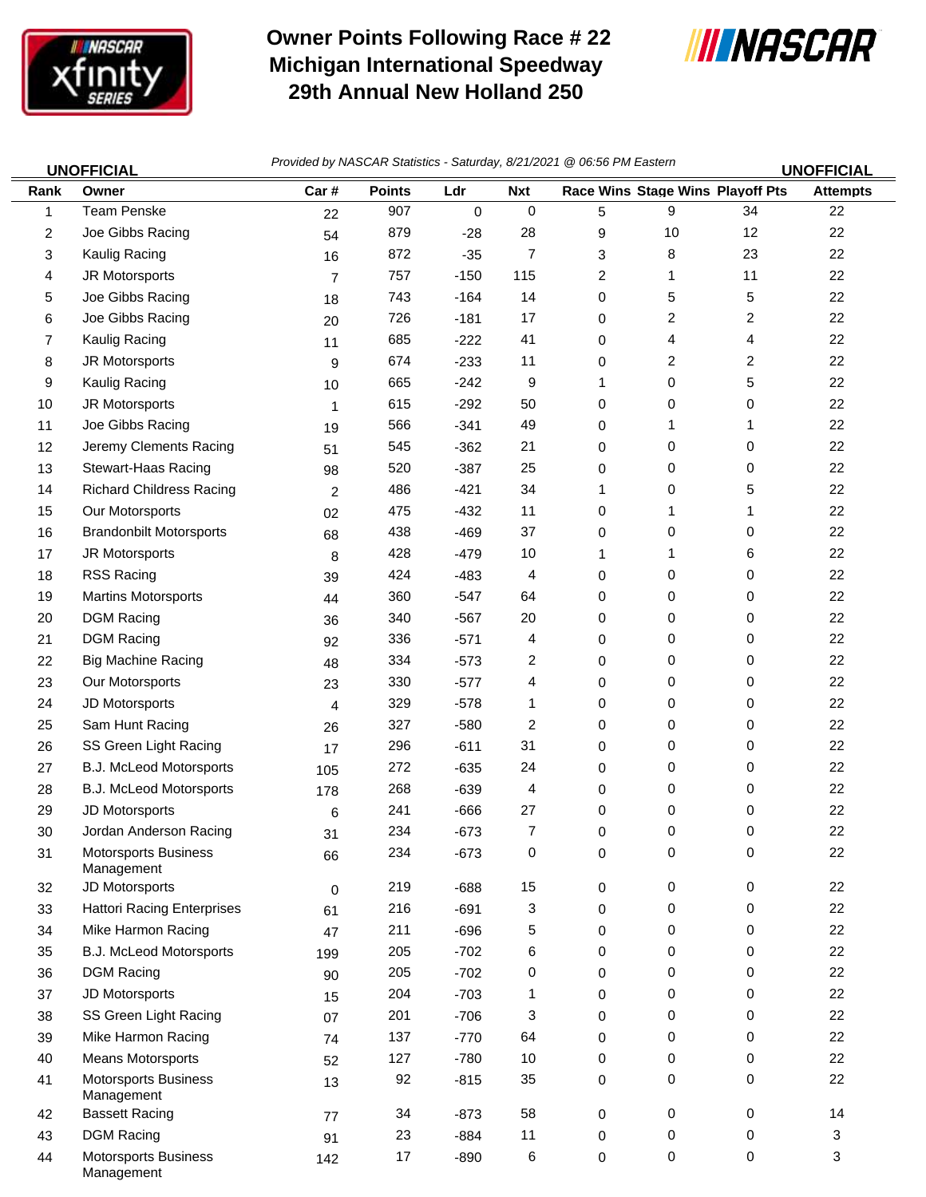# Owner Points Following Race # 22
# Michigan International Speedway
# 29th Annual New Holland 250

UNOFFICIAL | *Provided by NASCAR Statistics - Saturday, 8/21/2021 @ 06:56 PM Eastern* | UNOFFICIAL

| Rank | Owner | Car # | Points | Ldr | Nxt | Race Wins | Stage Wins | Playoff Pts | Attempts |
|---|---|---|---|---|---|---|---|---|---|
| 1 | Team Penske | 22 | 907 | 0 | 0 | 5 | 9 | 34 | 22 |
| 2 | Joe Gibbs Racing | 54 | 879 | -28 | 28 | 9 | 10 | 12 | 22 |
| 3 | Kaulig Racing | 16 | 872 | -35 | 7 | 3 | 8 | 23 | 22 |
| 4 | JR Motorsports | 7 | 757 | -150 | 115 | 2 | 1 | 11 | 22 |
| 5 | Joe Gibbs Racing | 18 | 743 | -164 | 14 | 0 | 5 | 5 | 22 |
| 6 | Joe Gibbs Racing | 20 | 726 | -181 | 17 | 0 | 2 | 2 | 22 |
| 7 | Kaulig Racing | 11 | 685 | -222 | 41 | 0 | 4 | 4 | 22 |
| 8 | JR Motorsports | 9 | 674 | -233 | 11 | 0 | 2 | 2 | 22 |
| 9 | Kaulig Racing | 10 | 665 | -242 | 9 | 1 | 0 | 5 | 22 |
| 10 | JR Motorsports | 1 | 615 | -292 | 50 | 0 | 0 | 0 | 22 |
| 11 | Joe Gibbs Racing | 19 | 566 | -341 | 49 | 0 | 1 | 1 | 22 |
| 12 | Jeremy Clements Racing | 51 | 545 | -362 | 21 | 0 | 0 | 0 | 22 |
| 13 | Stewart-Haas Racing | 98 | 520 | -387 | 25 | 0 | 0 | 0 | 22 |
| 14 | Richard Childress Racing | 2 | 486 | -421 | 34 | 1 | 0 | 5 | 22 |
| 15 | Our Motorsports | 02 | 475 | -432 | 11 | 0 | 1 | 1 | 22 |
| 16 | Brandonbilt Motorsports | 68 | 438 | -469 | 37 | 0 | 0 | 0 | 22 |
| 17 | JR Motorsports | 8 | 428 | -479 | 10 | 1 | 1 | 6 | 22 |
| 18 | RSS Racing | 39 | 424 | -483 | 4 | 0 | 0 | 0 | 22 |
| 19 | Martins Motorsports | 44 | 360 | -547 | 64 | 0 | 0 | 0 | 22 |
| 20 | DGM Racing | 36 | 340 | -567 | 20 | 0 | 0 | 0 | 22 |
| 21 | DGM Racing | 92 | 336 | -571 | 4 | 0 | 0 | 0 | 22 |
| 22 | Big Machine Racing | 48 | 334 | -573 | 2 | 0 | 0 | 0 | 22 |
| 23 | Our Motorsports | 23 | 330 | -577 | 4 | 0 | 0 | 0 | 22 |
| 24 | JD Motorsports | 4 | 329 | -578 | 1 | 0 | 0 | 0 | 22 |
| 25 | Sam Hunt Racing | 26 | 327 | -580 | 2 | 0 | 0 | 0 | 22 |
| 26 | SS Green Light Racing | 17 | 296 | -611 | 31 | 0 | 0 | 0 | 22 |
| 27 | B.J. McLeod Motorsports | 105 | 272 | -635 | 24 | 0 | 0 | 0 | 22 |
| 28 | B.J. McLeod Motorsports | 178 | 268 | -639 | 4 | 0 | 0 | 0 | 22 |
| 29 | JD Motorsports | 6 | 241 | -666 | 27 | 0 | 0 | 0 | 22 |
| 30 | Jordan Anderson Racing | 31 | 234 | -673 | 7 | 0 | 0 | 0 | 22 |
| 31 | Motorsports Business Management | 66 | 234 | -673 | 0 | 0 | 0 | 0 | 22 |
| 32 | JD Motorsports | 0 | 219 | -688 | 15 | 0 | 0 | 0 | 22 |
| 33 | Hattori Racing Enterprises | 61 | 216 | -691 | 3 | 0 | 0 | 0 | 22 |
| 34 | Mike Harmon Racing | 47 | 211 | -696 | 5 | 0 | 0 | 0 | 22 |
| 35 | B.J. McLeod Motorsports | 199 | 205 | -702 | 6 | 0 | 0 | 0 | 22 |
| 36 | DGM Racing | 90 | 205 | -702 | 0 | 0 | 0 | 0 | 22 |
| 37 | JD Motorsports | 15 | 204 | -703 | 1 | 0 | 0 | 0 | 22 |
| 38 | SS Green Light Racing | 07 | 201 | -706 | 3 | 0 | 0 | 0 | 22 |
| 39 | Mike Harmon Racing | 74 | 137 | -770 | 64 | 0 | 0 | 0 | 22 |
| 40 | Means Motorsports | 52 | 127 | -780 | 10 | 0 | 0 | 0 | 22 |
| 41 | Motorsports Business Management | 13 | 92 | -815 | 35 | 0 | 0 | 0 | 22 |
| 42 | Bassett Racing | 77 | 34 | -873 | 58 | 0 | 0 | 0 | 14 |
| 43 | DGM Racing | 91 | 23 | -884 | 11 | 0 | 0 | 0 | 3 |
| 44 | Motorsports Business Management | 142 | 17 | -890 | 6 | 0 | 0 | 0 | 3 |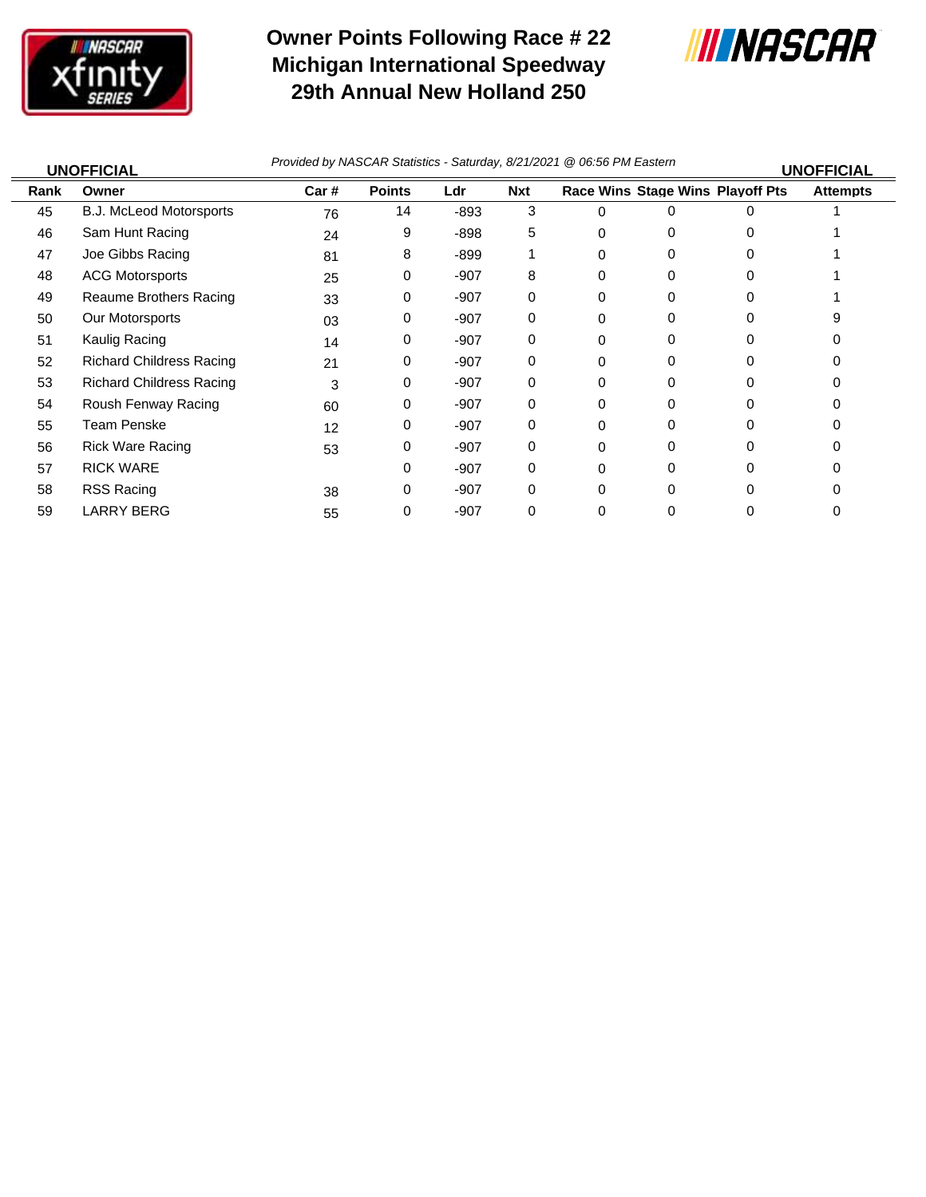# Owner Points Following Race # 22
## Michigan International Speedway
## 29th Annual New Holland 250

UNOFFICIAL

*Provided by NASCAR Statistics - Saturday, 8/21/2021 @ 06:56 PM Eastern*

UNOFFICIAL

| Rank | Owner | Car # | Points | Ldr | Nxt | Race Wins | Stage Wins | Playoff Pts | Attempts |
|---|---|---|---|---|---|---|---|---|---|
| 45 | B.J. McLeod Motorsports | 76 | 14 | -893 | 3 | 0 | 0 | 0 | 1 |
| 46 | Sam Hunt Racing | 24 | 9 | -898 | 5 | 0 | 0 | 0 | 1 |
| 47 | Joe Gibbs Racing | 81 | 8 | -899 | 1 | 0 | 0 | 0 | 1 |
| 48 | ACG Motorsports | 25 | 0 | -907 | 8 | 0 | 0 | 0 | 1 |
| 49 | Reaume Brothers Racing | 33 | 0 | -907 | 0 | 0 | 0 | 0 | 1 |
| 50 | Our Motorsports | 03 | 0 | -907 | 0 | 0 | 0 | 0 | 9 |
| 51 | Kaulig Racing | 14 | 0 | -907 | 0 | 0 | 0 | 0 | 0 |
| 52 | Richard Childress Racing | 21 | 0 | -907 | 0 | 0 | 0 | 0 | 0 |
| 53 | Richard Childress Racing | 3 | 0 | -907 | 0 | 0 | 0 | 0 | 0 |
| 54 | Roush Fenway Racing | 60 | 0 | -907 | 0 | 0 | 0 | 0 | 0 |
| 55 | Team Penske | 12 | 0 | -907 | 0 | 0 | 0 | 0 | 0 |
| 56 | Rick Ware Racing | 53 | 0 | -907 | 0 | 0 | 0 | 0 | 0 |
| 57 | RICK WARE | | 0 | -907 | 0 | 0 | 0 | 0 | 0 |
| 58 | RSS Racing | 38 | 0 | -907 | 0 | 0 | 0 | 0 | 0 |
| 59 | LARRY BERG | 55 | 0 | -907 | 0 | 0 | 0 | 0 | 0 |